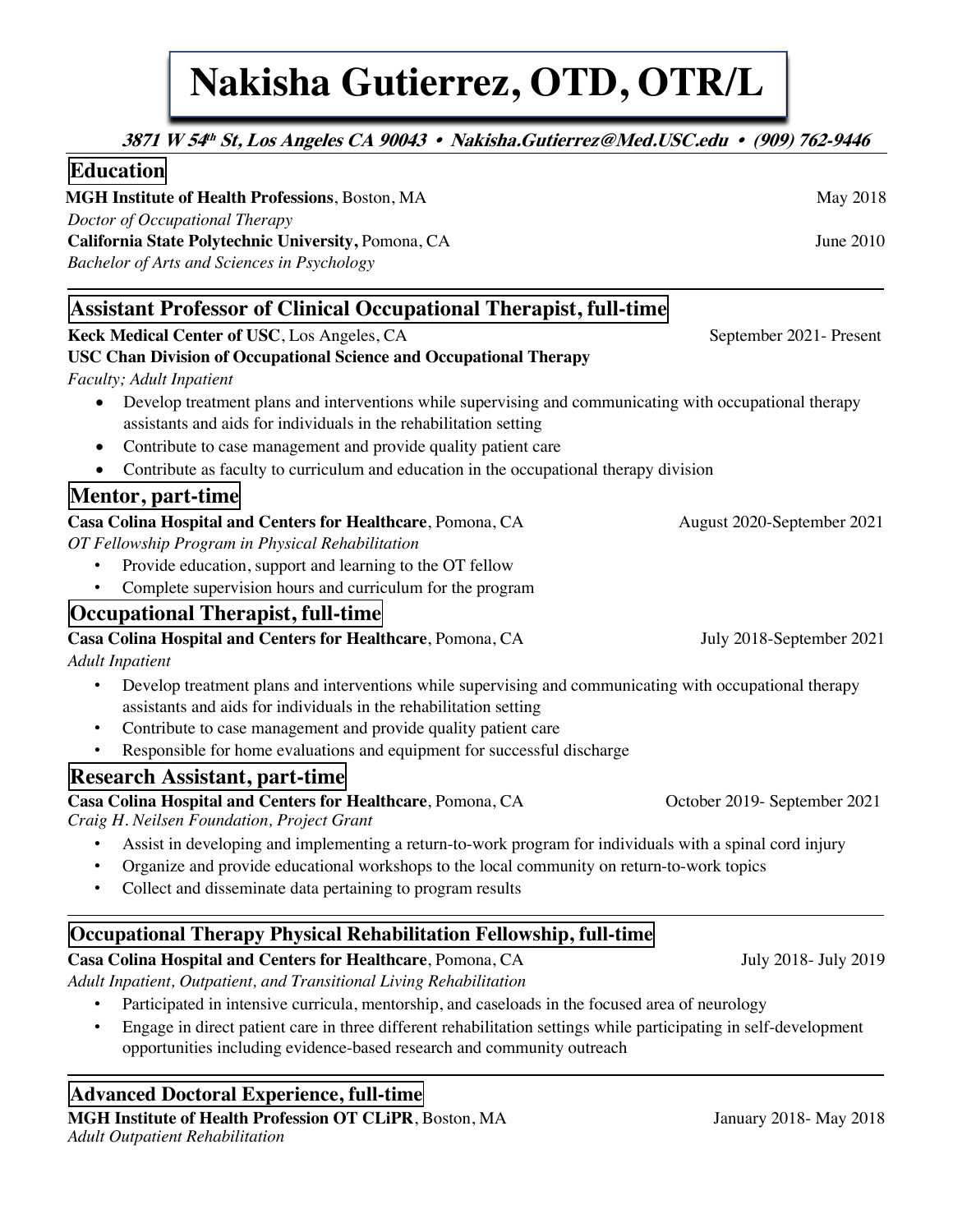# Nakisha Gutierrez, OTD, OTR/L

***3871 W 54th St, Los Angeles CA 90043 • Nakisha.Gutierrez@Med.USC.edu • (909) 762-9446***

## Education

**MGH Institute of Health Professions**, Boston, MA — May 2018
*Doctor of Occupational Therapy*

**California State Polytechnic University,** Pomona, CA — June 2010
*Bachelor of Arts and Sciences in Psychology*

## Assistant Professor of Clinical Occupational Therapist, full-time

**Keck Medical Center of USC**, Los Angeles, CA — September 2021- Present
**USC Chan Division of Occupational Science and Occupational Therapy**
*Faculty; Adult Inpatient*

- Develop treatment plans and interventions while supervising and communicating with occupational therapy assistants and aids for individuals in the rehabilitation setting
- Contribute to case management and provide quality patient care
- Contribute as faculty to curriculum and education in the occupational therapy division

## Mentor, part-time

**Casa Colina Hospital and Centers for Healthcare**, Pomona, CA — August 2020-September 2021
*OT Fellowship Program in Physical Rehabilitation*

- Provide education, support and learning to the OT fellow
- Complete supervision hours and curriculum for the program

## Occupational Therapist, full-time

**Casa Colina Hospital and Centers for Healthcare**, Pomona, CA — July 2018-September 2021
*Adult Inpatient*

- Develop treatment plans and interventions while supervising and communicating with occupational therapy assistants and aids for individuals in the rehabilitation setting
- Contribute to case management and provide quality patient care
- Responsible for home evaluations and equipment for successful discharge

## Research Assistant, part-time

**Casa Colina Hospital and Centers for Healthcare**, Pomona, CA — October 2019- September 2021
*Craig H. Neilsen Foundation, Project Grant*

- Assist in developing and implementing a return-to-work program for individuals with a spinal cord injury
- Organize and provide educational workshops to the local community on return-to-work topics
- Collect and disseminate data pertaining to program results

## Occupational Therapy Physical Rehabilitation Fellowship, full-time

**Casa Colina Hospital and Centers for Healthcare**, Pomona, CA — July 2018- July 2019
*Adult Inpatient, Outpatient, and Transitional Living Rehabilitation*

- Participated in intensive curricula, mentorship, and caseloads in the focused area of neurology
- Engage in direct patient care in three different rehabilitation settings while participating in self-development opportunities including evidence-based research and community outreach

## Advanced Doctoral Experience, full-time

**MGH Institute of Health Profession OT CLiPR**, Boston, MA — January 2018- May 2018
*Adult Outpatient Rehabilitation*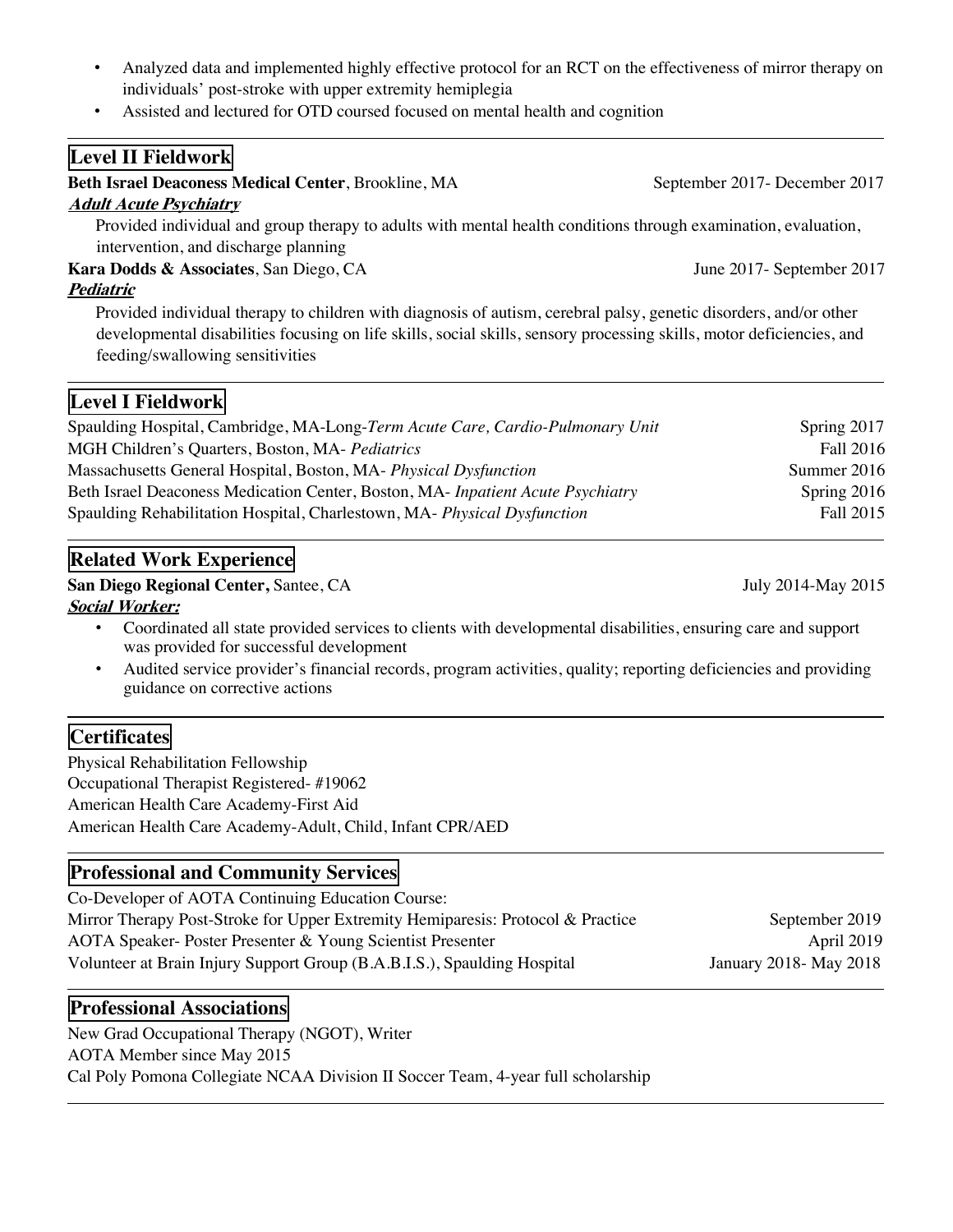- Analyzed data and implemented highly effective protocol for an RCT on the effectiveness of mirror therapy on individuals' post-stroke with upper extremity hemiplegia
- Assisted and lectured for OTD coursed focused on mental health and cognition

## Level II Fieldwork

**Beth Israel Deaconess Medical Center**, Brookline, MA — September 2017- December 2017

***Adult Acute Psychiatry***

Provided individual and group therapy to adults with mental health conditions through examination, evaluation, intervention, and discharge planning

**Kara Dodds & Associates**, San Diego, CA — June 2017- September 2017

***Pediatric***

Provided individual therapy to children with diagnosis of autism, cerebral palsy, genetic disorders, and/or other developmental disabilities focusing on life skills, social skills, sensory processing skills, motor deficiencies, and feeding/swallowing sensitivities

## Level I Fieldwork

Spaulding Hospital, Cambridge, MA-Long-*Term Acute Care, Cardio-Pulmonary Unit* — Spring 2017
MGH Children's Quarters, Boston, MA- *Pediatrics* — Fall 2016
Massachusetts General Hospital, Boston, MA- *Physical Dysfunction* — Summer 2016
Beth Israel Deaconess Medication Center, Boston, MA- *Inpatient Acute Psychiatry* — Spring 2016
Spaulding Rehabilitation Hospital, Charlestown, MA- *Physical Dysfunction* — Fall 2015

## Related Work Experience

**San Diego Regional Center,** Santee, CA — July 2014-May 2015

***Social Worker:***

- Coordinated all state provided services to clients with developmental disabilities, ensuring care and support was provided for successful development
- Audited service provider's financial records, program activities, quality; reporting deficiencies and providing guidance on corrective actions

## Certificates

Physical Rehabilitation Fellowship
Occupational Therapist Registered- #19062
American Health Care Academy-First Aid
American Health Care Academy-Adult, Child, Infant CPR/AED

## Professional and Community Services

Co-Developer of AOTA Continuing Education Course:
Mirror Therapy Post-Stroke for Upper Extremity Hemiparesis: Protocol & Practice — September 2019
AOTA Speaker- Poster Presenter & Young Scientist Presenter — April 2019
Volunteer at Brain Injury Support Group (B.A.B.I.S.), Spaulding Hospital — January 2018- May 2018

## Professional Associations

New Grad Occupational Therapy (NGOT), Writer
AOTA Member since May 2015
Cal Poly Pomona Collegiate NCAA Division II Soccer Team, 4-year full scholarship